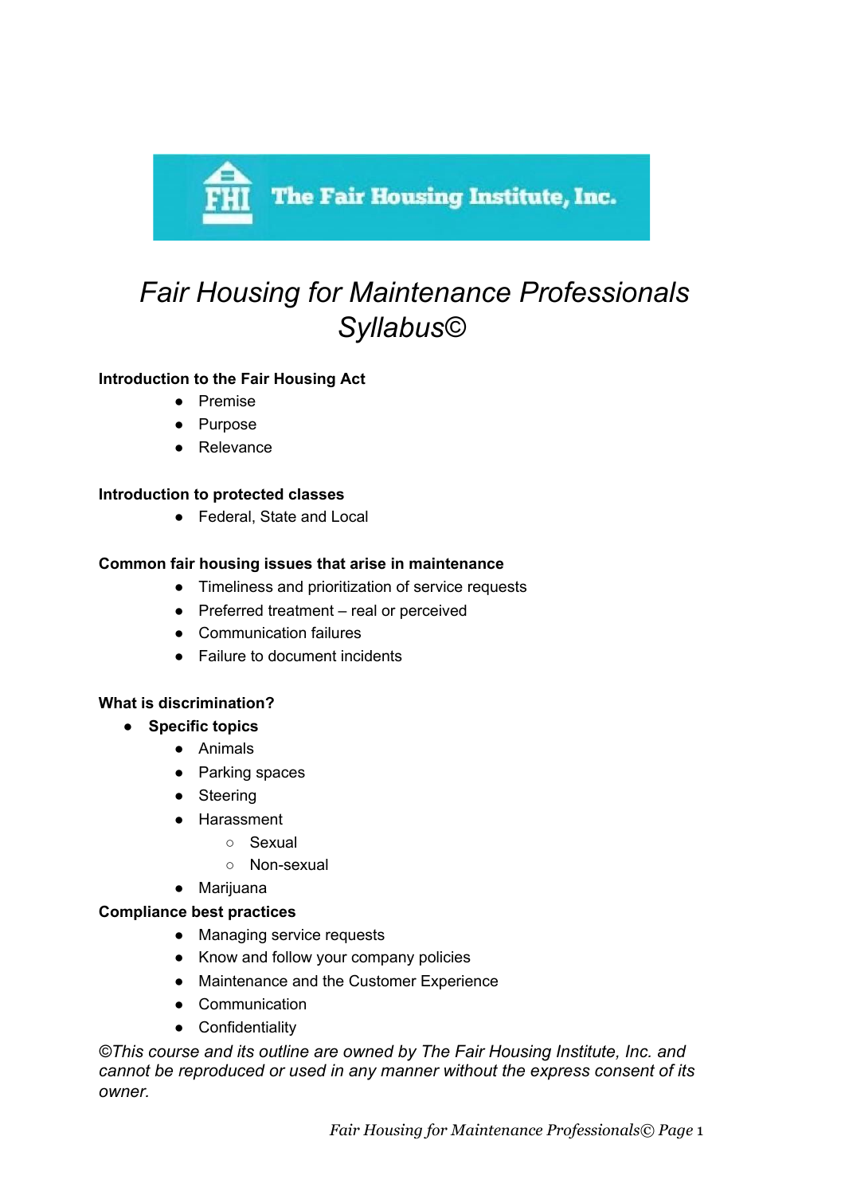The Fair Housing Institute, Inc.

# *Fair Housing for Maintenance Professionals Syllabus©*

**Introduction to the Fair Housing Act**

- Premise
- Purpose
- Relevance

**Introduction to protected classes**

- Federal, State and Local

**Common fair housing issues that arise in maintenance**

- Timeliness and prioritization of service requests
- Preferred treatment – real or perceived
- Communication failures
- Failure to document incidents

**What is discrimination?**

- **Specific topics**
  - Animals
  - Parking spaces
  - Steering
  - Harassment
    - Sexual
    - Non-sexual
  - Marijuana

**Compliance best practices**

- Managing service requests
- Know and follow your company policies
- Maintenance and the Customer Experience
- Communication
- Confidentiality

*©This course and its outline are owned by The Fair Housing Institute, Inc. and cannot be reproduced or used in any manner without the express consent of its owner.*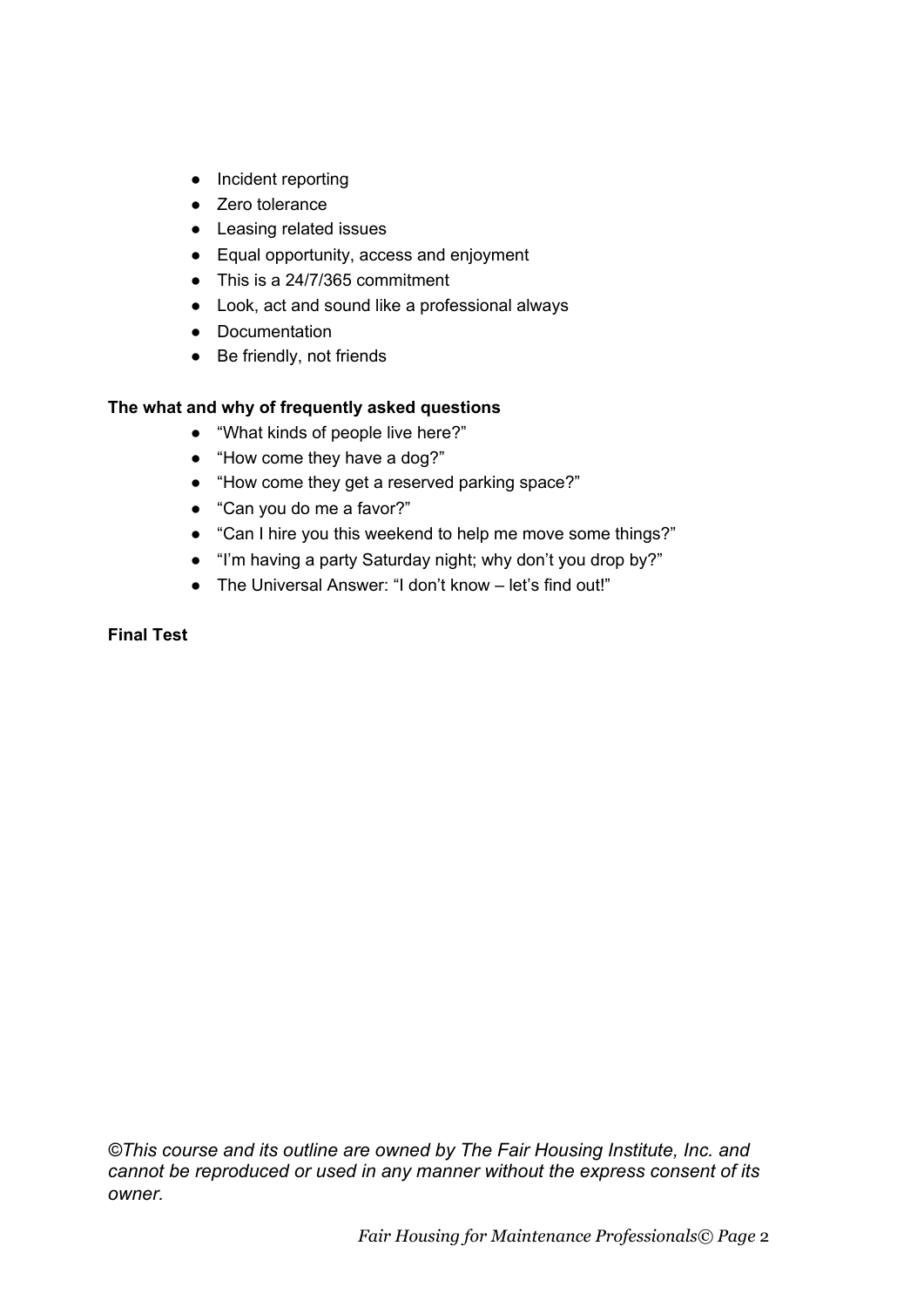- Incident reporting
- Zero tolerance
- Leasing related issues
- Equal opportunity, access and enjoyment
- This is a 24/7/365 commitment
- Look, act and sound like a professional always
- Documentation
- Be friendly, not friends

**The what and why of frequently asked questions**

- "What kinds of people live here?"
- "How come they have a dog?"
- "How come they get a reserved parking space?"
- "Can you do me a favor?"
- "Can I hire you this weekend to help me move some things?"
- "I'm having a party Saturday night; why don't you drop by?"
- The Universal Answer: "I don't know – let's find out!"

**Final Test**

*©This course and its outline are owned by The Fair Housing Institute, Inc. and cannot be reproduced or used in any manner without the express consent of its owner.*